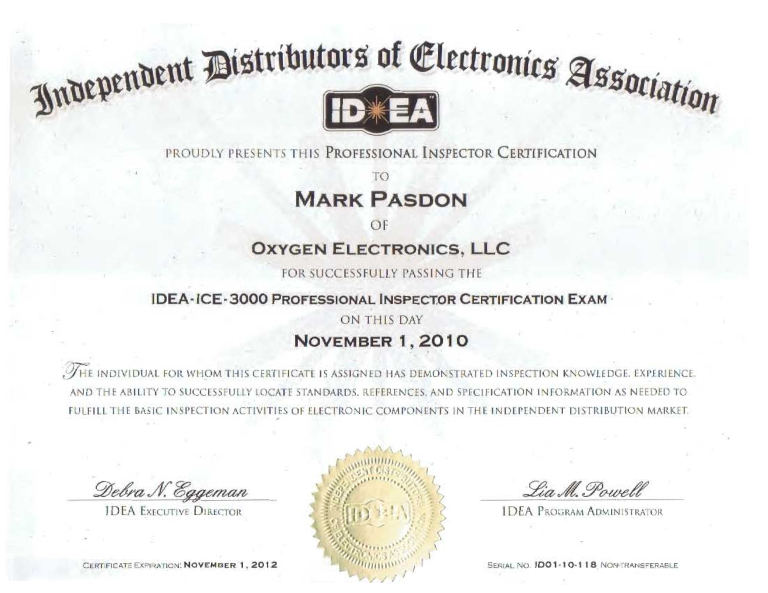# Independent Distributors of Electronics Association

IDEA

PROUDLY PRESENTS THIS PROFESSIONAL INSPECTOR CERTIFICATION

TO

## MARK PASDON

OF

### OXYGEN ELECTRONICS, LLC

FOR SUCCESSFULLY PASSING THE

**IDEA-ICE-3000 PROFESSIONAL INSPECTOR CERTIFICATION EXAM**

ON THIS DAY

**NOVEMBER 1, 2010**

THE INDIVIDUAL FOR WHOM THIS CERTIFICATE IS ASSIGNED HAS DEMONSTRATED INSPECTION KNOWLEDGE, EXPERIENCE, AND THE ABILITY TO SUCCESSFULLY LOCATE STANDARDS, REFERENCES, AND SPECIFICATION INFORMATION AS NEEDED TO FULFILL THE BASIC INSPECTION ACTIVITIES OF ELECTRONIC COMPONENTS IN THE INDEPENDENT DISTRIBUTION MARKET.

*Debra N. Eggeman*
IDEA EXECUTIVE DIRECTOR

*Lia M. Powell*
IDEA PROGRAM ADMINISTRATOR

CERTIFICATE EXPIRATION: **NOVEMBER 1, 2012**

SERIAL NO. **ID01-10-118** NON-TRANSFERABLE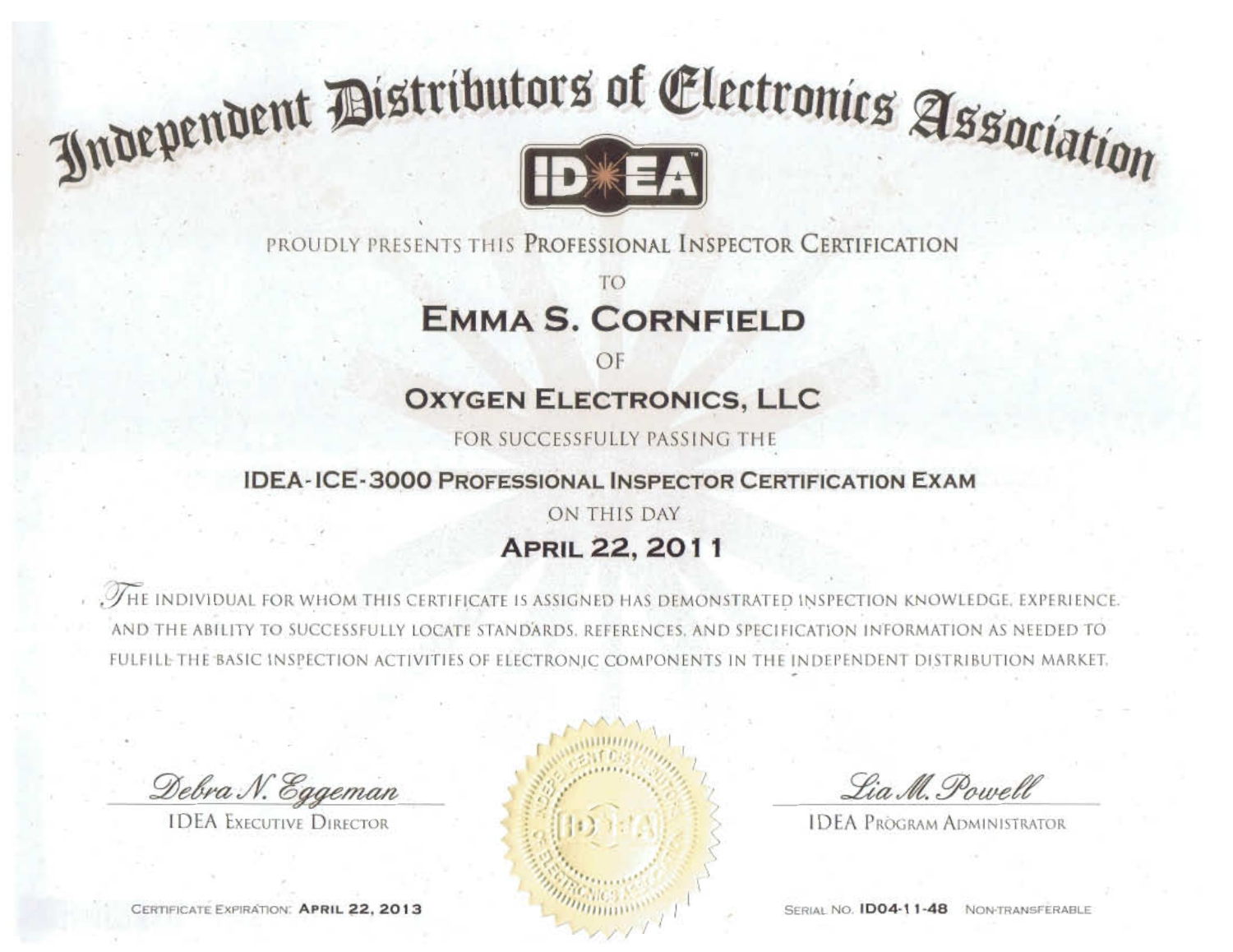# Independent Distributors of Electronics Association

IDEA

PROUDLY PRESENTS THIS PROFESSIONAL INSPECTOR CERTIFICATION

TO

## EMMA S. CORNFIELD

OF

## OXYGEN ELECTRONICS, LLC

FOR SUCCESSFULLY PASSING THE

**IDEA-ICE-3000 PROFESSIONAL INSPECTOR CERTIFICATION EXAM**

ON THIS DAY

**APRIL 22, 2011**

THE INDIVIDUAL FOR WHOM THIS CERTIFICATE IS ASSIGNED HAS DEMONSTRATED INSPECTION KNOWLEDGE, EXPERIENCE, AND THE ABILITY TO SUCCESSFULLY LOCATE STANDARDS, REFERENCES, AND SPECIFICATION INFORMATION AS NEEDED TO FULFILL THE BASIC INSPECTION ACTIVITIES OF ELECTRONIC COMPONENTS IN THE INDEPENDENT DISTRIBUTION MARKET.

*Debra N. Eggeman*
IDEA EXECUTIVE DIRECTOR

*Lia M. Powell*
IDEA PROGRAM ADMINISTRATOR

CERTIFICATE EXPIRATION: **APRIL 22, 2013**

SERIAL NO. **ID04-11-48** NON-TRANSFERABLE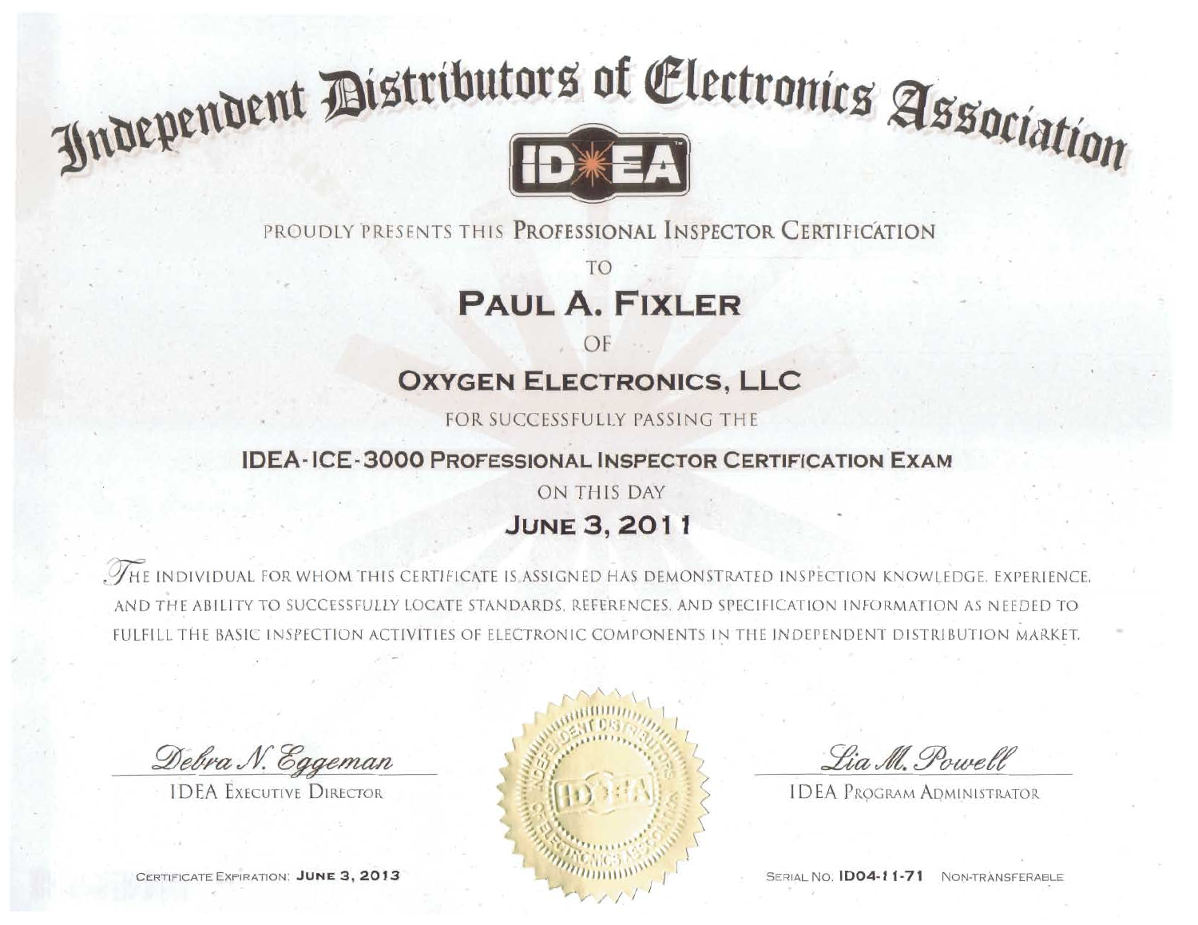# Independent Distributors of Electronics Association

ID*EA

PROUDLY PRESENTS THIS **PROFESSIONAL INSPECTOR CERTIFICATION**

TO

## PAUL A. FIXLER

OF

## OXYGEN ELECTRONICS, LLC

FOR SUCCESSFULLY PASSING THE

**IDEA-ICE-3000 PROFESSIONAL INSPECTOR CERTIFICATION EXAM**

ON THIS DAY

**JUNE 3, 2011**

THE INDIVIDUAL FOR WHOM THIS CERTIFICATE IS ASSIGNED HAS DEMONSTRATED INSPECTION KNOWLEDGE, EXPERIENCE, AND THE ABILITY TO SUCCESSFULLY LOCATE STANDARDS, REFERENCES, AND SPECIFICATION INFORMATION AS NEEDED TO FULFILL THE BASIC INSPECTION ACTIVITIES OF ELECTRONIC COMPONENTS IN THE INDEPENDENT DISTRIBUTION MARKET.

*Debra N. Eggeman*
IDEA EXECUTIVE DIRECTOR

*Lia M. Powell*
IDEA PROGRAM ADMINISTRATOR

CERTIFICATE EXPIRATION: **JUNE 3, 2013**

SERIAL NO. **ID04-11-71** NON-TRANSFERABLE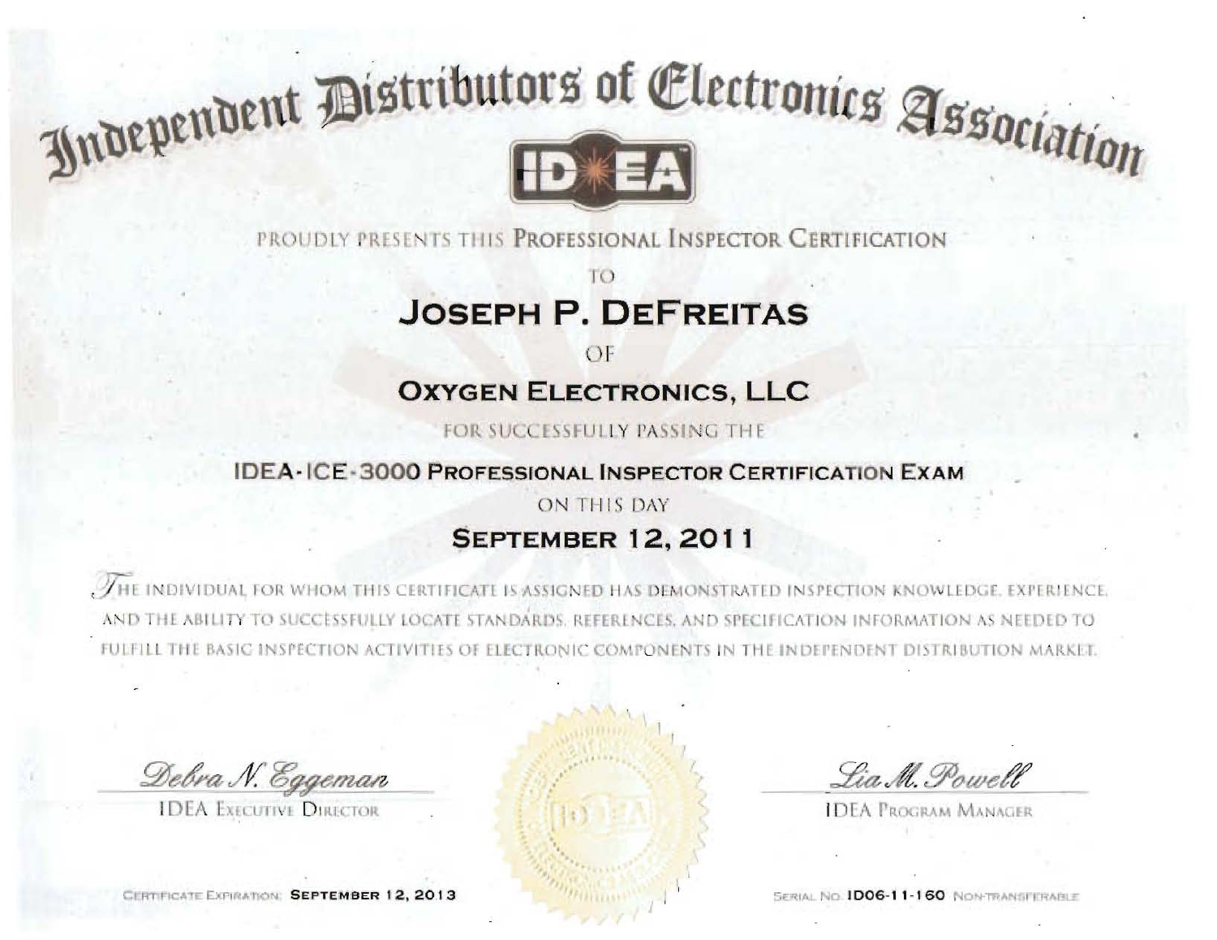# Independent Distributors of Electronics Association

IDEA

PROUDLY PRESENTS THIS PROFESSIONAL INSPECTOR CERTIFICATION

TO

## JOSEPH P. DEFREITAS

OF

## OXYGEN ELECTRONICS, LLC

FOR SUCCESSFULLY PASSING THE

**IDEA-ICE-3000 PROFESSIONAL INSPECTOR CERTIFICATION EXAM**

ON THIS DAY

**SEPTEMBER 12, 2011**

THE INDIVIDUAL FOR WHOM THIS CERTIFICATE IS ASSIGNED HAS DEMONSTRATED INSPECTION KNOWLEDGE, EXPERIENCE, AND THE ABILITY TO SUCCESSFULLY LOCATE STANDARDS, REFERENCES, AND SPECIFICATION INFORMATION AS NEEDED TO FULFILL THE BASIC INSPECTION ACTIVITIES OF ELECTRONIC COMPONENTS IN THE INDEPENDENT DISTRIBUTION MARKET.

*Debra N. Eggeman*
IDEA EXECUTIVE DIRECTOR

*Lia M. Powell*
IDEA PROGRAM MANAGER

CERTIFICATE EXPIRATION: **SEPTEMBER 12, 2013**

SERIAL NO. **ID06-11-160** NON-TRANSFERABLE